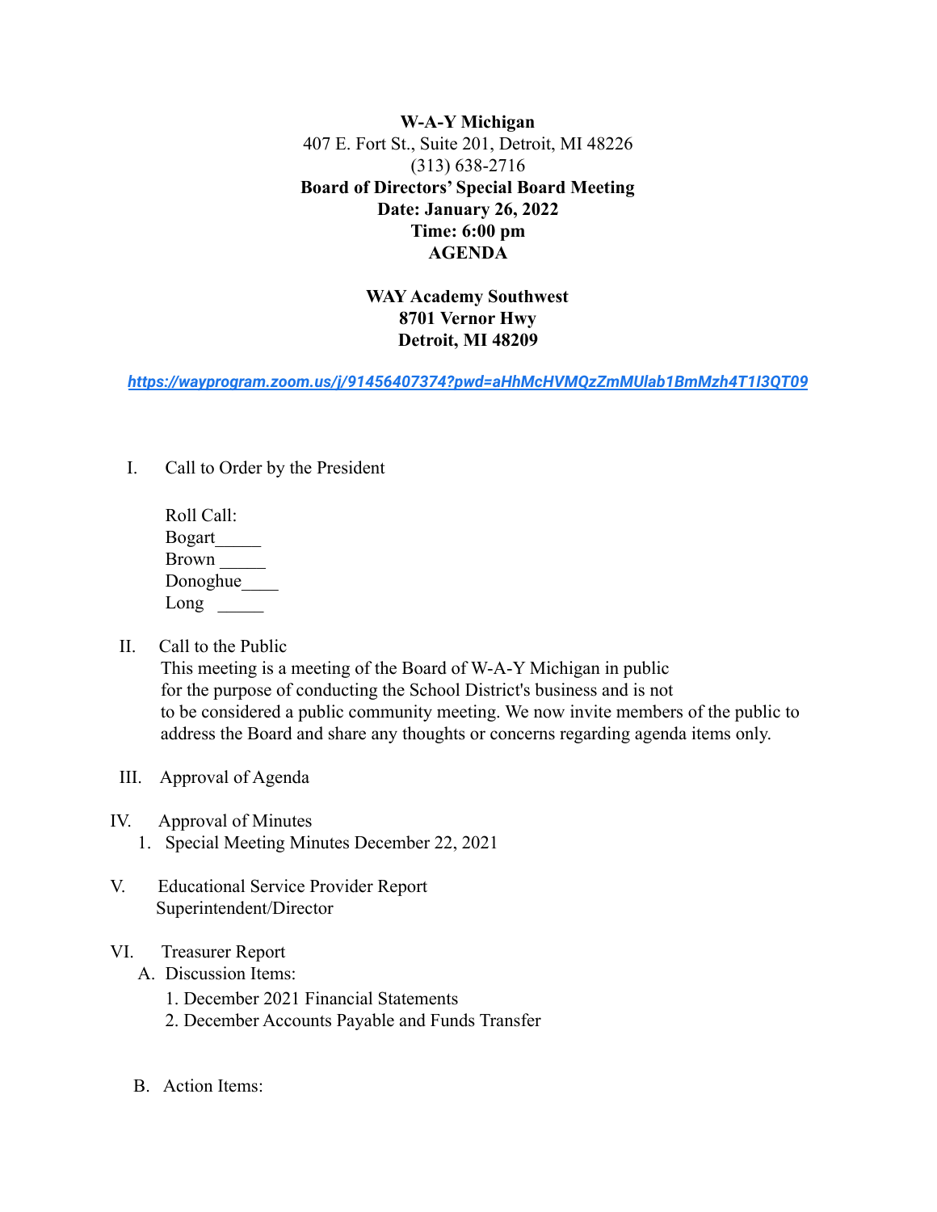**W-A-Y Michigan**
407 E. Fort St., Suite 201, Detroit, MI 48226
(313) 638-2716
**Board of Directors' Special Board Meeting**
**Date: January 26, 2022**
**Time: 6:00 pm**
**AGENDA**

**WAY Academy Southwest**
**8701 Vernor Hwy**
**Detroit, MI 48209**

***https://wayprogram.zoom.us/j/91456407374?pwd=aHhMcHVMQzZmMUlab1BmMzh4T1I3QT09***

I. Call to Order by the President

Roll Call:
Bogart_____
Brown _____
Donoghue____
Long _____

II. Call to the Public
This meeting is a meeting of the Board of W-A-Y Michigan in public for the purpose of conducting the School District's business and is not to be considered a public community meeting. We now invite members of the public to address the Board and share any thoughts or concerns regarding agenda items only.

III. Approval of Agenda

IV. Approval of Minutes
1. Special Meeting Minutes December 22, 2021

V. Educational Service Provider Report
Superintendent/Director

VI. Treasurer Report
A. Discussion Items:
1. December 2021 Financial Statements
2. December Accounts Payable and Funds Transfer

B. Action Items: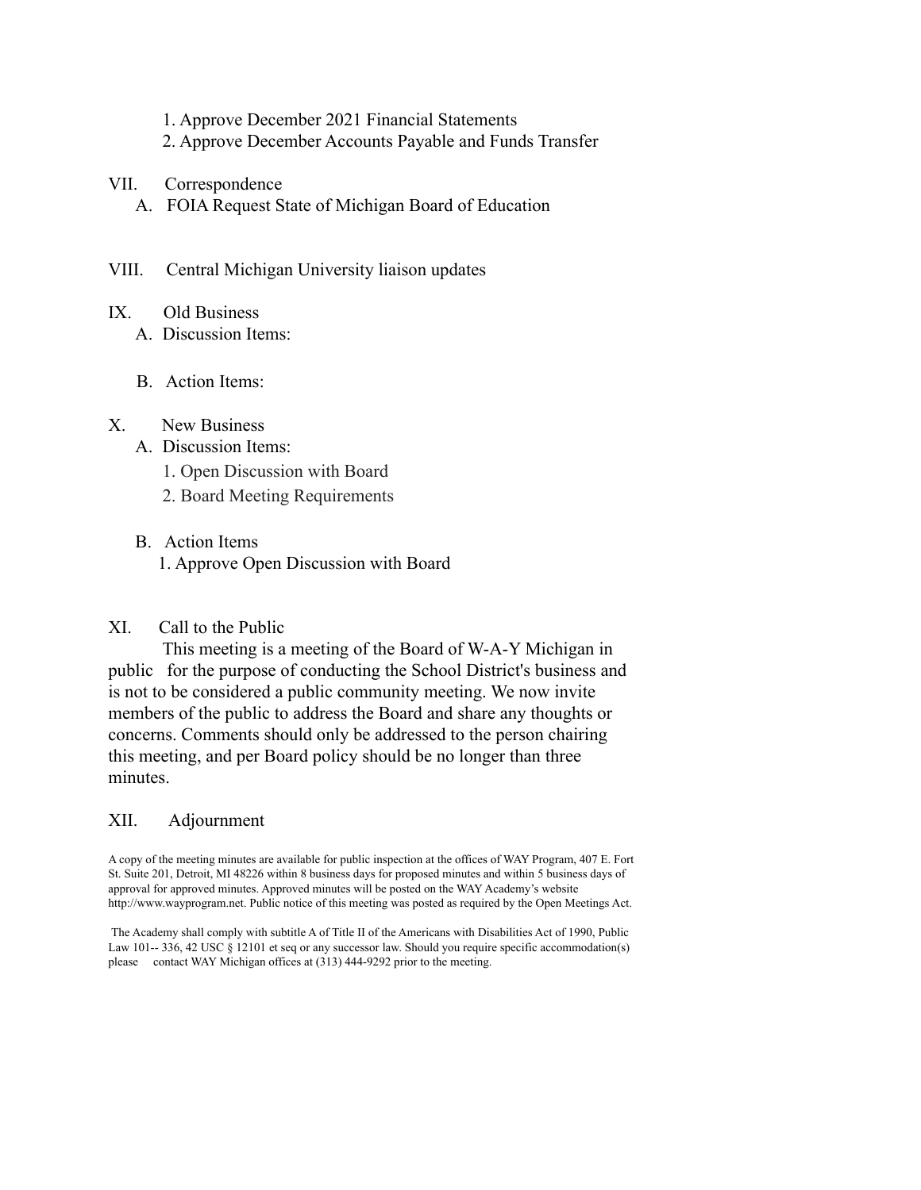1. Approve December 2021 Financial Statements
2. Approve December Accounts Payable and Funds Transfer

VII. Correspondence

A. FOIA Request State of Michigan Board of Education

VIII. Central Michigan University liaison updates

IX. Old Business

A. Discussion Items:

B. Action Items:

X. New Business

A. Discussion Items:

1. Open Discussion with Board
2. Board Meeting Requirements

B. Action Items

1. Approve Open Discussion with Board

XI. Call to the Public

This meeting is a meeting of the Board of W-A-Y Michigan in public for the purpose of conducting the School District's business and is not to be considered a public community meeting. We now invite members of the public to address the Board and share any thoughts or concerns. Comments should only be addressed to the person chairing this meeting, and per Board policy should be no longer than three minutes.

XII. Adjournment

A copy of the meeting minutes are available for public inspection at the offices of WAY Program, 407 E. Fort St. Suite 201, Detroit, MI 48226 within 8 business days for proposed minutes and within 5 business days of approval for approved minutes. Approved minutes will be posted on the WAY Academy's website http://www.wayprogram.net. Public notice of this meeting was posted as required by the Open Meetings Act.

The Academy shall comply with subtitle A of Title II of the Americans with Disabilities Act of 1990, Public Law 101-- 336, 42 USC § 12101 et seq or any successor law. Should you require specific accommodation(s) please contact WAY Michigan offices at (313) 444-9292 prior to the meeting.